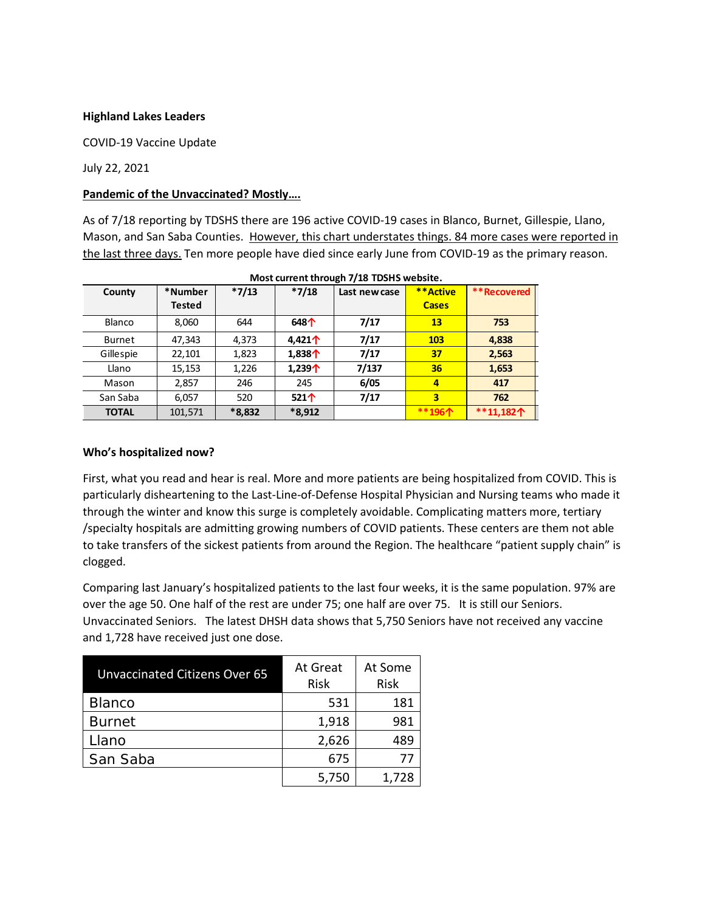**Highland Lakes Leaders**

COVID-19 Vaccine Update

July 22, 2021

**Pandemic of the Unvaccinated? Mostly….**

As of 7/18 reporting by TDSHS there are 196 active COVID-19 cases in Blanco, Burnet, Gillespie, Llano, Mason, and San Saba Counties. However, this chart understates things. 84 more cases were reported in the last three days. Ten more people have died since early June from COVID-19 as the primary reason.

**Most current through 7/18 TDSHS website.**

| County | *Number Tested | *7/13 | *7/18 | Last new case | **Active Cases | **Recovered |
|---|---|---|---|---|---|---|
| Blanco | 8,060 | 644 | **648↑** | **7/17** | **13** | **753** |
| Burnet | 47,343 | 4,373 | **4,421↑** | **7/17** | **103** | **4,838** |
| Gillespie | 22,101 | 1,823 | **1,838↑** | **7/17** | **37** | **2,563** |
| Llano | 15,153 | 1,226 | **1,239↑** | **7/137** | **36** | **1,653** |
| Mason | 2,857 | 246 | 245 | **6/05** | **4** | **417** |
| San Saba | 6,057 | 520 | **521↑** | **7/17** | **3** | **762** |
| **TOTAL** | 101,571 | ***8,832** | ***8,912** | | ****196↑** | ****11,182↑** |

**Who's hospitalized now?**

First, what you read and hear is real. More and more patients are being hospitalized from COVID. This is particularly disheartening to the Last-Line-of-Defense Hospital Physician and Nursing teams who made it through the winter and know this surge is completely avoidable. Complicating matters more, tertiary /specialty hospitals are admitting growing numbers of COVID patients. These centers are them not able to take transfers of the sickest patients from around the Region. The healthcare "patient supply chain" is clogged.

Comparing last January's hospitalized patients to the last four weeks, it is the same population. 97% are over the age 50. One half of the rest are under 75; one half are over 75. It is still our Seniors. Unvaccinated Seniors. The latest DHSH data shows that 5,750 Seniors have not received any vaccine and 1,728 have received just one dose.

| Unvaccinated Citizens Over 65 | At Great Risk | At Some Risk |
|---|---|---|
| Blanco | 531 | 181 |
| Burnet | 1,918 | 981 |
| Llano | 2,626 | 489 |
| San Saba | 675 | 77 |
| | 5,750 | 1,728 |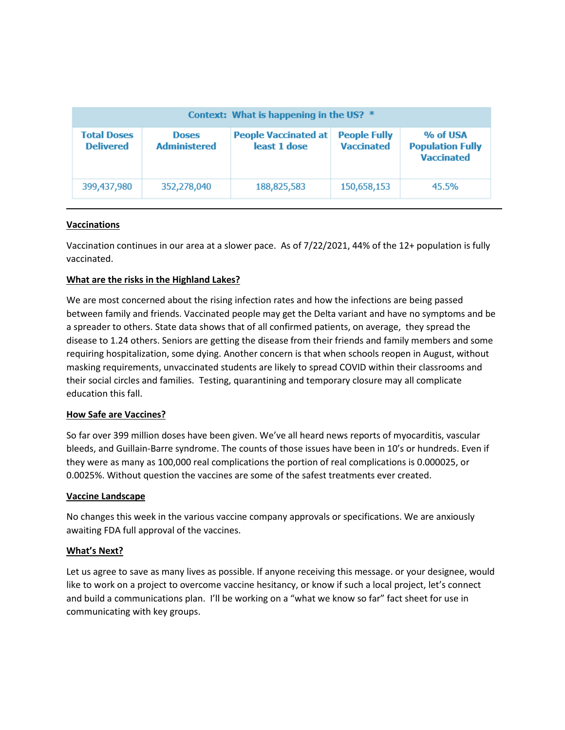| Context: What is happening in the US? * | | | | |
|---|---|---|---|---|
| Total Doses Delivered | Doses Administered | People Vaccinated at least 1 dose | People Fully Vaccinated | % of USA Population Fully Vaccinated |
| 399,437,980 | 352,278,040 | 188,825,583 | 150,658,153 | 45.5% |

---

**Vaccinations**

Vaccination continues in our area at a slower pace. As of 7/22/2021, 44% of the 12+ population is fully vaccinated.

**What are the risks in the Highland Lakes?**

We are most concerned about the rising infection rates and how the infections are being passed between family and friends. Vaccinated people may get the Delta variant and have no symptoms and be a spreader to others. State data shows that of all confirmed patients, on average, they spread the disease to 1.24 others. Seniors are getting the disease from their friends and family members and some requiring hospitalization, some dying. Another concern is that when schools reopen in August, without masking requirements, unvaccinated students are likely to spread COVID within their classrooms and their social circles and families. Testing, quarantining and temporary closure may all complicate education this fall.

**How Safe are Vaccines?**

So far over 399 million doses have been given. We've all heard news reports of myocarditis, vascular bleeds, and Guillain-Barre syndrome. The counts of those issues have been in 10's or hundreds. Even if they were as many as 100,000 real complications the portion of real complications is 0.000025, or 0.0025%. Without question the vaccines are some of the safest treatments ever created.

**Vaccine Landscape**

No changes this week in the various vaccine company approvals or specifications. We are anxiously awaiting FDA full approval of the vaccines.

**What's Next?**

Let us agree to save as many lives as possible. If anyone receiving this message. or your designee, would like to work on a project to overcome vaccine hesitancy, or know if such a local project, let's connect and build a communications plan. I'll be working on a "what we know so far" fact sheet for use in communicating with key groups.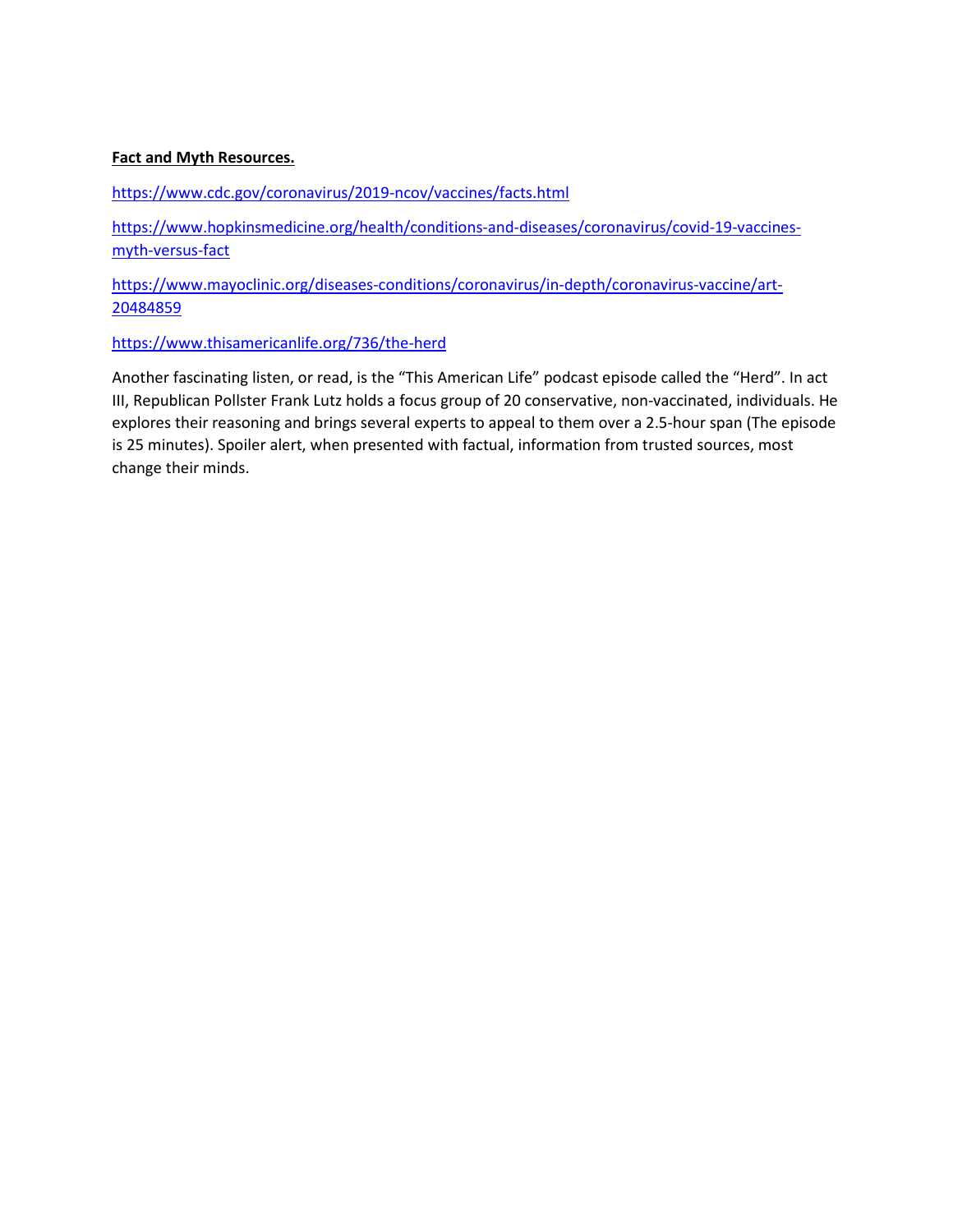**Fact and Myth Resources.**

https://www.cdc.gov/coronavirus/2019-ncov/vaccines/facts.html

https://www.hopkinsmedicine.org/health/conditions-and-diseases/coronavirus/covid-19-vaccines-myth-versus-fact

https://www.mayoclinic.org/diseases-conditions/coronavirus/in-depth/coronavirus-vaccine/art-20484859

https://www.thisamericanlife.org/736/the-herd

Another fascinating listen, or read, is the "This American Life" podcast episode called the "Herd". In act III, Republican Pollster Frank Lutz holds a focus group of 20 conservative, non-vaccinated, individuals. He explores their reasoning and brings several experts to appeal to them over a 2.5-hour span (The episode is 25 minutes). Spoiler alert, when presented with factual, information from trusted sources, most change their minds.